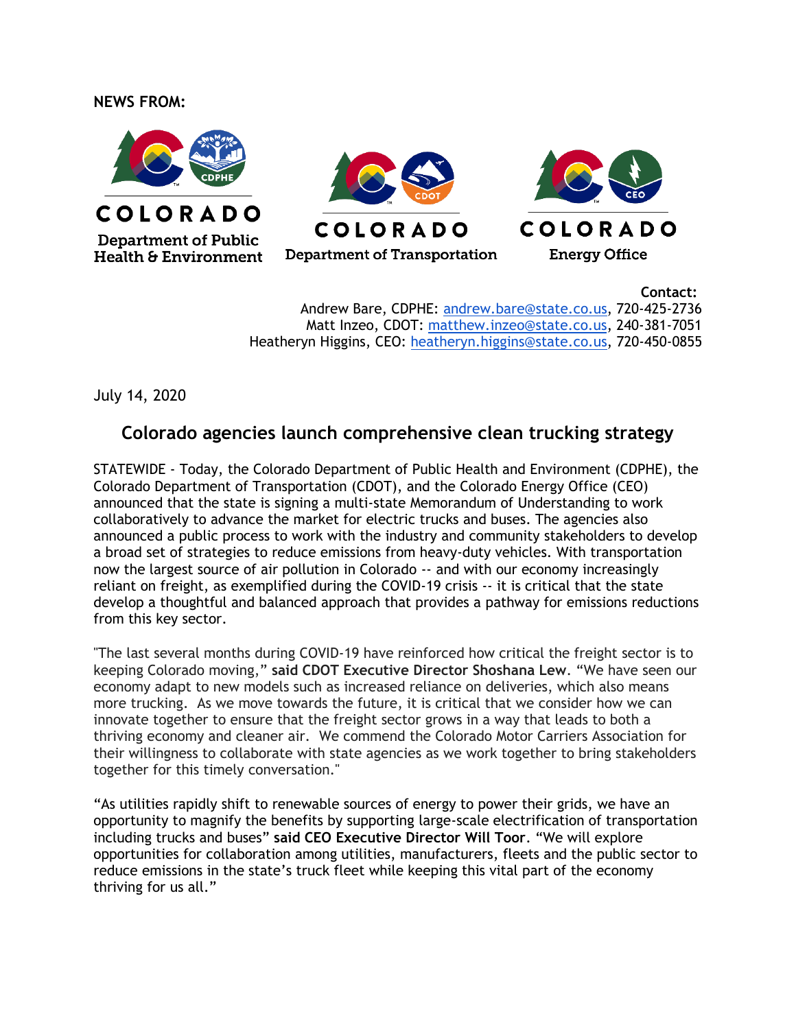**NEWS FROM:**

COLORADO
Department of Public Health & Environment

COLORADO
Department of Transportation

COLORADO
Energy Office

**Contact:**
Andrew Bare, CDPHE: andrew.bare@state.co.us, 720-425-2736
Matt Inzeo, CDOT: matthew.inzeo@state.co.us, 240-381-7051
Heatheryn Higgins, CEO: heatheryn.higgins@state.co.us, 720-450-0855

July 14, 2020

## Colorado agencies launch comprehensive clean trucking strategy

STATEWIDE - Today, the Colorado Department of Public Health and Environment (CDPHE), the Colorado Department of Transportation (CDOT), and the Colorado Energy Office (CEO) announced that the state is signing a multi-state Memorandum of Understanding to work collaboratively to advance the market for electric trucks and buses. The agencies also announced a public process to work with the industry and community stakeholders to develop a broad set of strategies to reduce emissions from heavy-duty vehicles. With transportation now the largest source of air pollution in Colorado -- and with our economy increasingly reliant on freight, as exemplified during the COVID-19 crisis -- it is critical that the state develop a thoughtful and balanced approach that provides a pathway for emissions reductions from this key sector.

"The last several months during COVID-19 have reinforced how critical the freight sector is to keeping Colorado moving," **said CDOT Executive Director Shoshana Lew**. "We have seen our economy adapt to new models such as increased reliance on deliveries, which also means more trucking. As we move towards the future, it is critical that we consider how we can innovate together to ensure that the freight sector grows in a way that leads to both a thriving economy and cleaner air. We commend the Colorado Motor Carriers Association for their willingness to collaborate with state agencies as we work together to bring stakeholders together for this timely conversation."

"As utilities rapidly shift to renewable sources of energy to power their grids, we have an opportunity to magnify the benefits by supporting large-scale electrification of transportation including trucks and buses" **said CEO Executive Director Will Toor**. "We will explore opportunities for collaboration among utilities, manufacturers, fleets and the public sector to reduce emissions in the state's truck fleet while keeping this vital part of the economy thriving for us all."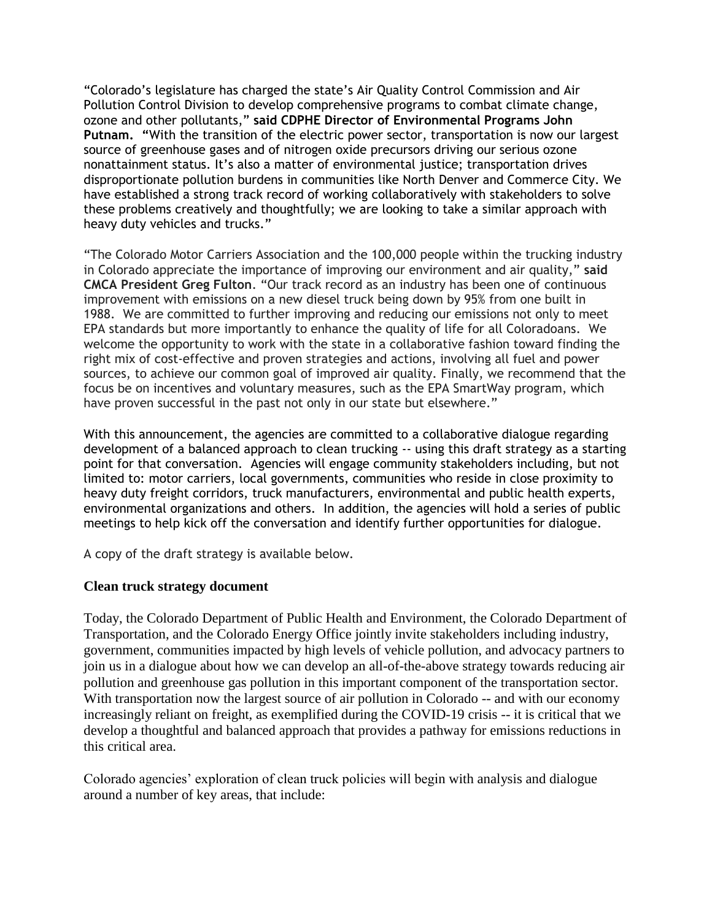"Colorado's legislature has charged the state's Air Quality Control Commission and Air Pollution Control Division to develop comprehensive programs to combat climate change, ozone and other pollutants," **said CDPHE Director of Environmental Programs John Putnam.** "With the transition of the electric power sector, transportation is now our largest source of greenhouse gases and of nitrogen oxide precursors driving our serious ozone nonattainment status. It's also a matter of environmental justice; transportation drives disproportionate pollution burdens in communities like North Denver and Commerce City. We have established a strong track record of working collaboratively with stakeholders to solve these problems creatively and thoughtfully; we are looking to take a similar approach with heavy duty vehicles and trucks."

"The Colorado Motor Carriers Association and the 100,000 people within the trucking industry in Colorado appreciate the importance of improving our environment and air quality," **said CMCA President Greg Fulton**. "Our track record as an industry has been one of continuous improvement with emissions on a new diesel truck being down by 95% from one built in 1988. We are committed to further improving and reducing our emissions not only to meet EPA standards but more importantly to enhance the quality of life for all Coloradoans. We welcome the opportunity to work with the state in a collaborative fashion toward finding the right mix of cost-effective and proven strategies and actions, involving all fuel and power sources, to achieve our common goal of improved air quality. Finally, we recommend that the focus be on incentives and voluntary measures, such as the EPA SmartWay program, which have proven successful in the past not only in our state but elsewhere."

With this announcement, the agencies are committed to a collaborative dialogue regarding development of a balanced approach to clean trucking -- using this draft strategy as a starting point for that conversation. Agencies will engage community stakeholders including, but not limited to: motor carriers, local governments, communities who reside in close proximity to heavy duty freight corridors, truck manufacturers, environmental and public health experts, environmental organizations and others. In addition, the agencies will hold a series of public meetings to help kick off the conversation and identify further opportunities for dialogue.

A copy of the draft strategy is available below.

## Clean truck strategy document

Today, the Colorado Department of Public Health and Environment, the Colorado Department of Transportation, and the Colorado Energy Office jointly invite stakeholders including industry, government, communities impacted by high levels of vehicle pollution, and advocacy partners to join us in a dialogue about how we can develop an all-of-the-above strategy towards reducing air pollution and greenhouse gas pollution in this important component of the transportation sector. With transportation now the largest source of air pollution in Colorado -- and with our economy increasingly reliant on freight, as exemplified during the COVID-19 crisis -- it is critical that we develop a thoughtful and balanced approach that provides a pathway for emissions reductions in this critical area.

Colorado agencies' exploration of clean truck policies will begin with analysis and dialogue around a number of key areas, that include: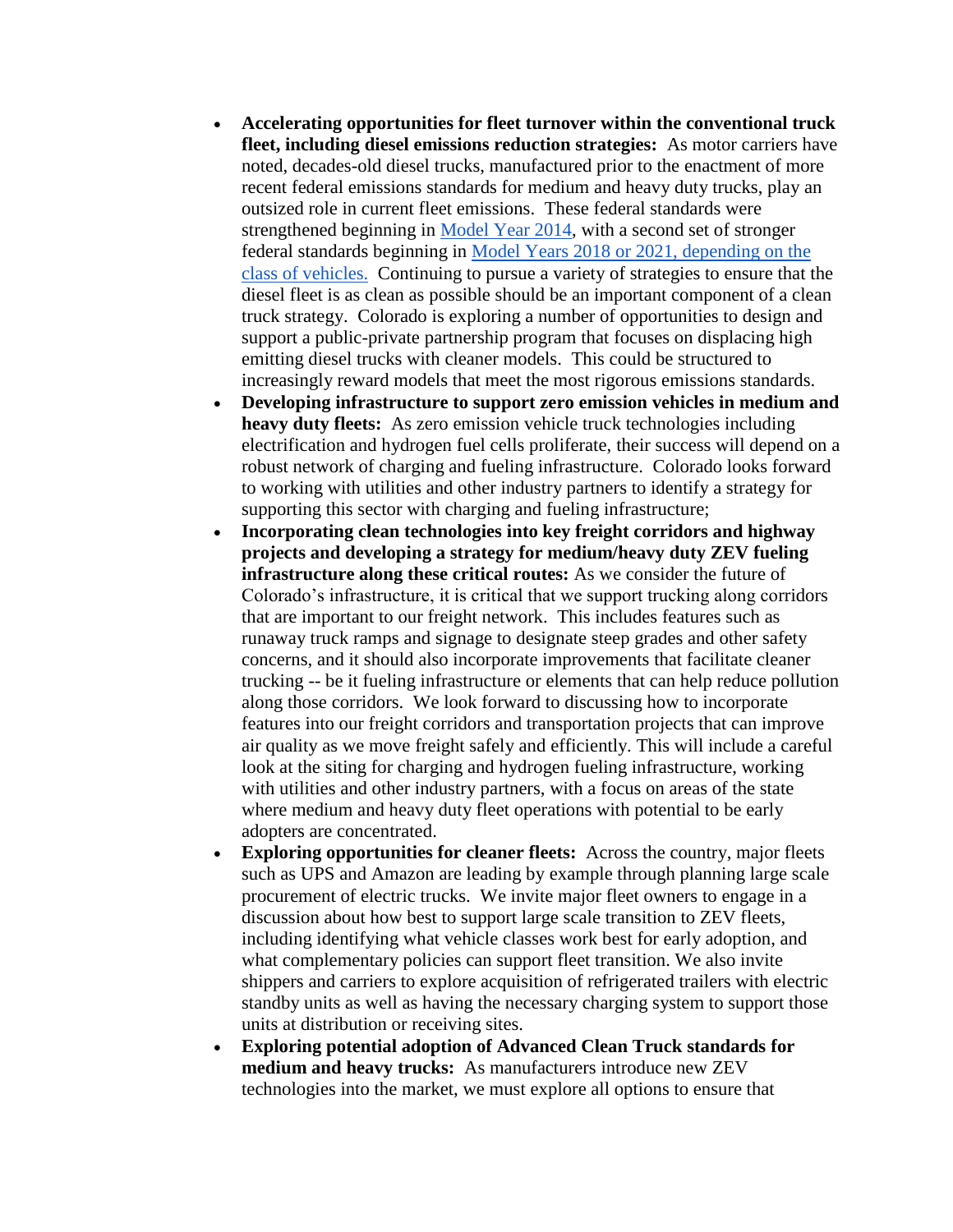- **Accelerating opportunities for fleet turnover within the conventional truck fleet, including diesel emissions reduction strategies:** As motor carriers have noted, decades-old diesel trucks, manufactured prior to the enactment of more recent federal emissions standards for medium and heavy duty trucks, play an outsized role in current fleet emissions. These federal standards were strengthened beginning in Model Year 2014, with a second set of stronger federal standards beginning in Model Years 2018 or 2021, depending on the class of vehicles. Continuing to pursue a variety of strategies to ensure that the diesel fleet is as clean as possible should be an important component of a clean truck strategy. Colorado is exploring a number of opportunities to design and support a public-private partnership program that focuses on displacing high emitting diesel trucks with cleaner models. This could be structured to increasingly reward models that meet the most rigorous emissions standards.
- **Developing infrastructure to support zero emission vehicles in medium and heavy duty fleets:** As zero emission vehicle truck technologies including electrification and hydrogen fuel cells proliferate, their success will depend on a robust network of charging and fueling infrastructure. Colorado looks forward to working with utilities and other industry partners to identify a strategy for supporting this sector with charging and fueling infrastructure;
- **Incorporating clean technologies into key freight corridors and highway projects and developing a strategy for medium/heavy duty ZEV fueling infrastructure along these critical routes:** As we consider the future of Colorado's infrastructure, it is critical that we support trucking along corridors that are important to our freight network. This includes features such as runaway truck ramps and signage to designate steep grades and other safety concerns, and it should also incorporate improvements that facilitate cleaner trucking -- be it fueling infrastructure or elements that can help reduce pollution along those corridors. We look forward to discussing how to incorporate features into our freight corridors and transportation projects that can improve air quality as we move freight safely and efficiently. This will include a careful look at the siting for charging and hydrogen fueling infrastructure, working with utilities and other industry partners, with a focus on areas of the state where medium and heavy duty fleet operations with potential to be early adopters are concentrated.
- **Exploring opportunities for cleaner fleets:** Across the country, major fleets such as UPS and Amazon are leading by example through planning large scale procurement of electric trucks. We invite major fleet owners to engage in a discussion about how best to support large scale transition to ZEV fleets, including identifying what vehicle classes work best for early adoption, and what complementary policies can support fleet transition. We also invite shippers and carriers to explore acquisition of refrigerated trailers with electric standby units as well as having the necessary charging system to support those units at distribution or receiving sites.
- **Exploring potential adoption of Advanced Clean Truck standards for medium and heavy trucks:** As manufacturers introduce new ZEV technologies into the market, we must explore all options to ensure that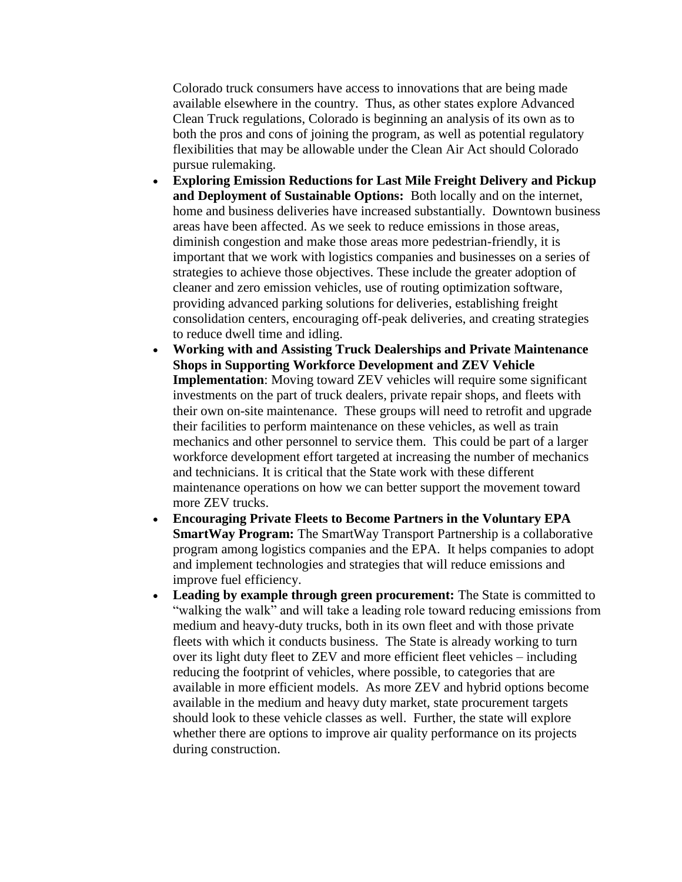Colorado truck consumers have access to innovations that are being made available elsewhere in the country. Thus, as other states explore Advanced Clean Truck regulations, Colorado is beginning an analysis of its own as to both the pros and cons of joining the program, as well as potential regulatory flexibilities that may be allowable under the Clean Air Act should Colorado pursue rulemaking.

- **Exploring Emission Reductions for Last Mile Freight Delivery and Pickup and Deployment of Sustainable Options:** Both locally and on the internet, home and business deliveries have increased substantially. Downtown business areas have been affected. As we seek to reduce emissions in those areas, diminish congestion and make those areas more pedestrian-friendly, it is important that we work with logistics companies and businesses on a series of strategies to achieve those objectives. These include the greater adoption of cleaner and zero emission vehicles, use of routing optimization software, providing advanced parking solutions for deliveries, establishing freight consolidation centers, encouraging off-peak deliveries, and creating strategies to reduce dwell time and idling.
- **Working with and Assisting Truck Dealerships and Private Maintenance Shops in Supporting Workforce Development and ZEV Vehicle Implementation**: Moving toward ZEV vehicles will require some significant investments on the part of truck dealers, private repair shops, and fleets with their own on-site maintenance. These groups will need to retrofit and upgrade their facilities to perform maintenance on these vehicles, as well as train mechanics and other personnel to service them. This could be part of a larger workforce development effort targeted at increasing the number of mechanics and technicians. It is critical that the State work with these different maintenance operations on how we can better support the movement toward more ZEV trucks.
- **Encouraging Private Fleets to Become Partners in the Voluntary EPA SmartWay Program:** The SmartWay Transport Partnership is a collaborative program among logistics companies and the EPA. It helps companies to adopt and implement technologies and strategies that will reduce emissions and improve fuel efficiency.
- **Leading by example through green procurement:** The State is committed to "walking the walk" and will take a leading role toward reducing emissions from medium and heavy-duty trucks, both in its own fleet and with those private fleets with which it conducts business. The State is already working to turn over its light duty fleet to ZEV and more efficient fleet vehicles – including reducing the footprint of vehicles, where possible, to categories that are available in more efficient models. As more ZEV and hybrid options become available in the medium and heavy duty market, state procurement targets should look to these vehicle classes as well. Further, the state will explore whether there are options to improve air quality performance on its projects during construction.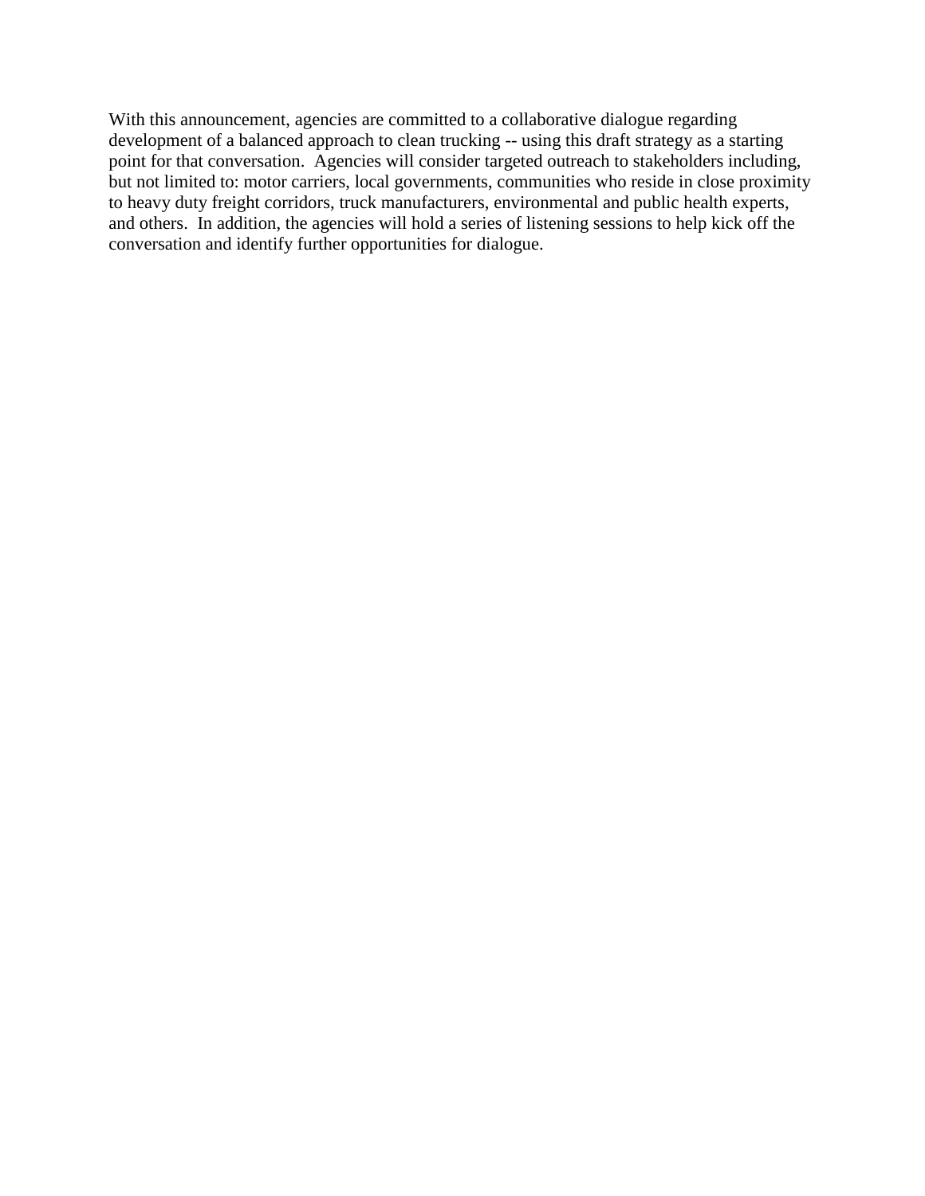With this announcement, agencies are committed to a collaborative dialogue regarding development of a balanced approach to clean trucking -- using this draft strategy as a starting point for that conversation. Agencies will consider targeted outreach to stakeholders including, but not limited to: motor carriers, local governments, communities who reside in close proximity to heavy duty freight corridors, truck manufacturers, environmental and public health experts, and others. In addition, the agencies will hold a series of listening sessions to help kick off the conversation and identify further opportunities for dialogue.